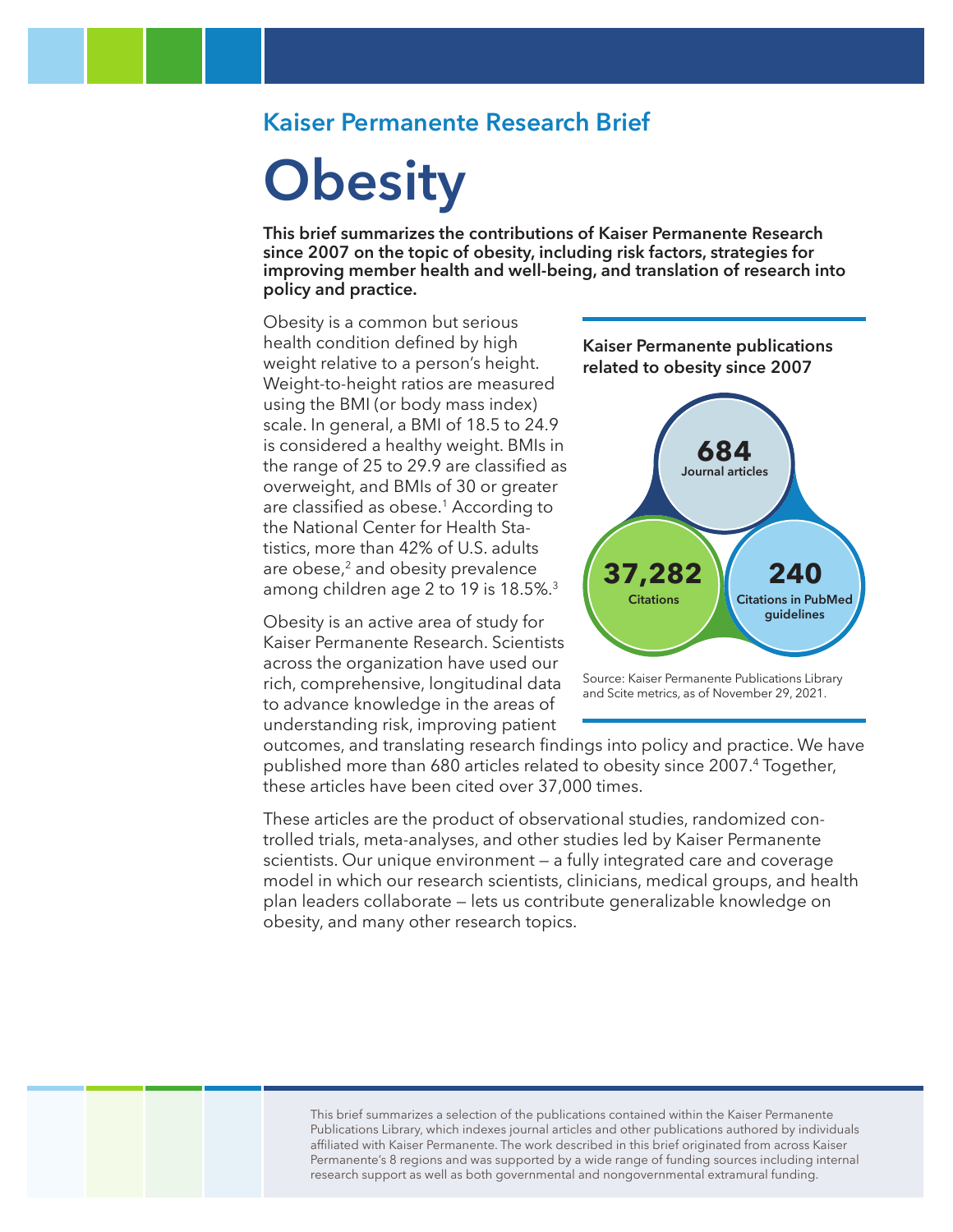## Kaiser Permanente Research Brief

# Obesity

**This brief summarizes the contributions of Kaiser Permanente Research since 2007 on the topic of obesity, including risk factors, strategies for improving member health and well-being, and translation of research into policy and practice.**

Obesity is a common but serious health condition defined by high weight relative to a person's height. Weight-to-height ratios are measured using the BMI (or body mass index) scale. In general, a BMI of 18.5 to 24.9 is considered a healthy weight. BMIs in the range of 25 to 29.9 are classified as overweight, and BMIs of 30 or greater are classified as obese.[1] According to the National Center for Health Statistics, more than 42% of U.S. adults are obese,[2] and obesity prevalence among children age 2 to 19 is 18.5%.[3]

**Kaiser Permanente publications related to obesity since 2007**

**684** Journal articles

**37,282** Citations

**240** Citations in PubMed guidelines

Source: Kaiser Permanente Publications Library and Scite metrics, as of November 29, 2021.

Obesity is an active area of study for Kaiser Permanente Research. Scientists across the organization have used our rich, comprehensive, longitudinal data to advance knowledge in the areas of understanding risk, improving patient outcomes, and translating research findings into policy and practice. We have published more than 680 articles related to obesity since 2007.[4] Together, these articles have been cited over 37,000 times.

These articles are the product of observational studies, randomized controlled trials, meta-analyses, and other studies led by Kaiser Permanente scientists. Our unique environment — a fully integrated care and coverage model in which our research scientists, clinicians, medical groups, and health plan leaders collaborate — lets us contribute generalizable knowledge on obesity, and many other research topics.

This brief summarizes a selection of the publications contained within the Kaiser Permanente Publications Library, which indexes journal articles and other publications authored by individuals affiliated with Kaiser Permanente. The work described in this brief originated from across Kaiser Permanente's 8 regions and was supported by a wide range of funding sources including internal research support as well as both governmental and nongovernmental extramural funding.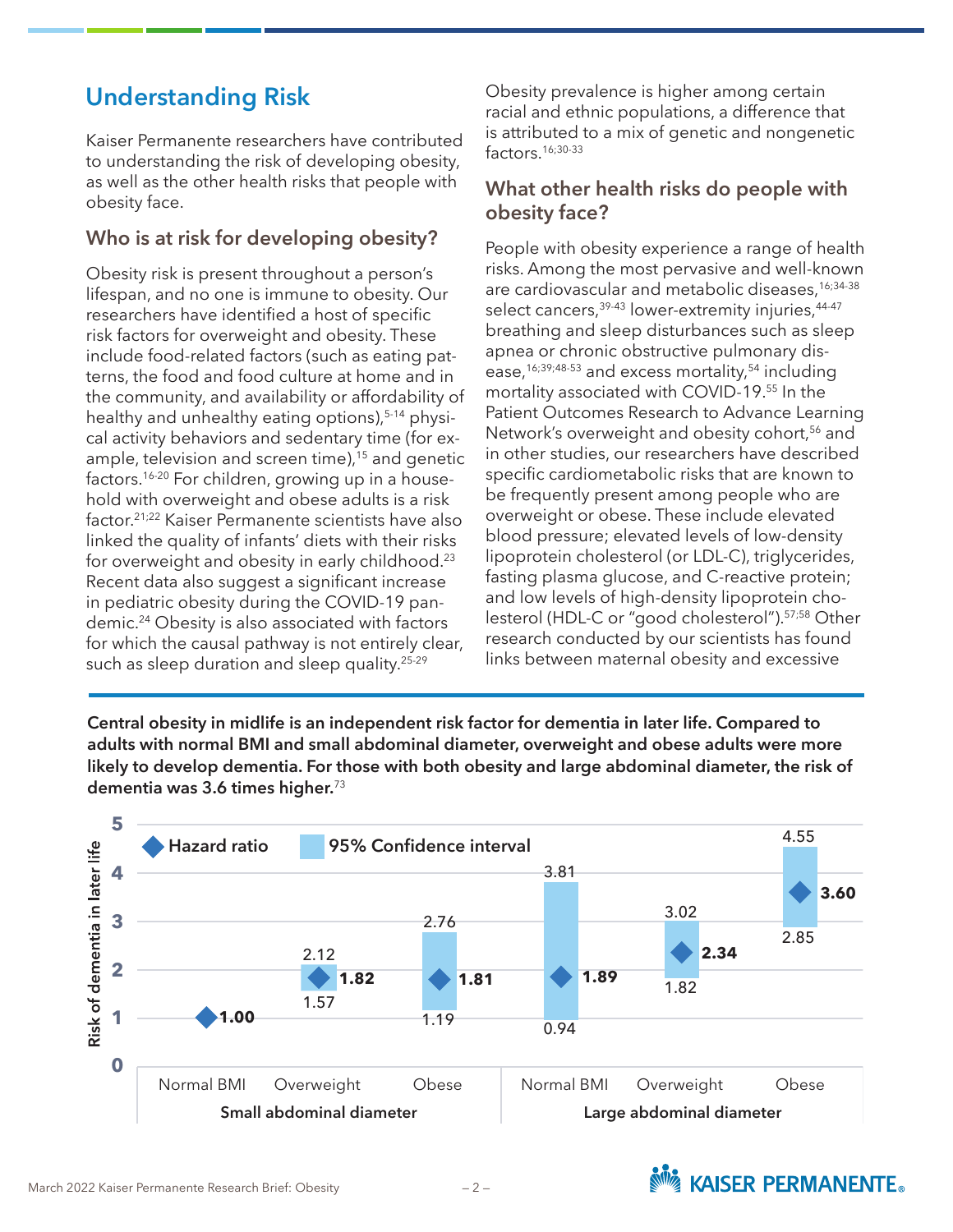## Understanding Risk

Kaiser Permanente researchers have contributed to understanding the risk of developing obesity, as well as the other health risks that people with obesity face.

### Who is at risk for developing obesity?

Obesity risk is present throughout a person's lifespan, and no one is immune to obesity. Our researchers have identified a host of specific risk factors for overweight and obesity. These include food-related factors (such as eating patterns, the food and food culture at home and in the community, and availability or affordability of healthy and unhealthy eating options),[5-14] physical activity behaviors and sedentary time (for example, television and screen time),[15] and genetic factors.[16-20] For children, growing up in a household with overweight and obese adults is a risk factor.[21;22] Kaiser Permanente scientists have also linked the quality of infants' diets with their risks for overweight and obesity in early childhood.[23] Recent data also suggest a significant increase in pediatric obesity during the COVID-19 pandemic.[24] Obesity is also associated with factors for which the causal pathway is not entirely clear, such as sleep duration and sleep quality.[25-29]

Obesity prevalence is higher among certain racial and ethnic populations, a difference that is attributed to a mix of genetic and nongenetic factors.[16;30-33]

### What other health risks do people with obesity face?

People with obesity experience a range of health risks. Among the most pervasive and well-known are cardiovascular and metabolic diseases,[16;34-38] select cancers,[39-43] lower-extremity injuries,[44-47] breathing and sleep disturbances such as sleep apnea or chronic obstructive pulmonary disease,[16;39;48-53] and excess mortality,[54] including mortality associated with COVID-19.[55] In the Patient Outcomes Research to Advance Learning Network's overweight and obesity cohort,[56] and in other studies, our researchers have described specific cardiometabolic risks that are known to be frequently present among people who are overweight or obese. These include elevated blood pressure; elevated levels of low-density lipoprotein cholesterol (or LDL-C), triglycerides, fasting plasma glucose, and C-reactive protein; and low levels of high-density lipoprotein cholesterol (HDL-C or "good cholesterol").[57;58] Other research conducted by our scientists has found links between maternal obesity and excessive

**Central obesity in midlife is an independent risk factor for dementia in later life. Compared to adults with normal BMI and small abdominal diameter, overweight and obese adults were more likely to develop dementia. For those with both obesity and large abdominal diameter, the risk of dementia was 3.6 times higher.**[73]

| Abdominal diameter | BMI | Hazard ratio | 95% CI lower | 95% CI upper |
|---|---|---|---|---|
| Small abdominal diameter | Normal BMI | 1.00 | | |
| | Overweight | 1.82 | 1.57 | 2.12 |
| | Obese | 1.81 | 1.19 | 2.76 |
| Large abdominal diameter | Normal BMI | 1.89 | 0.94 | 3.81 |
| | Overweight | 2.34 | 1.82 | 3.02 |
| | Obese | 3.60 | 2.85 | 4.55 |

Risk of dementia in later life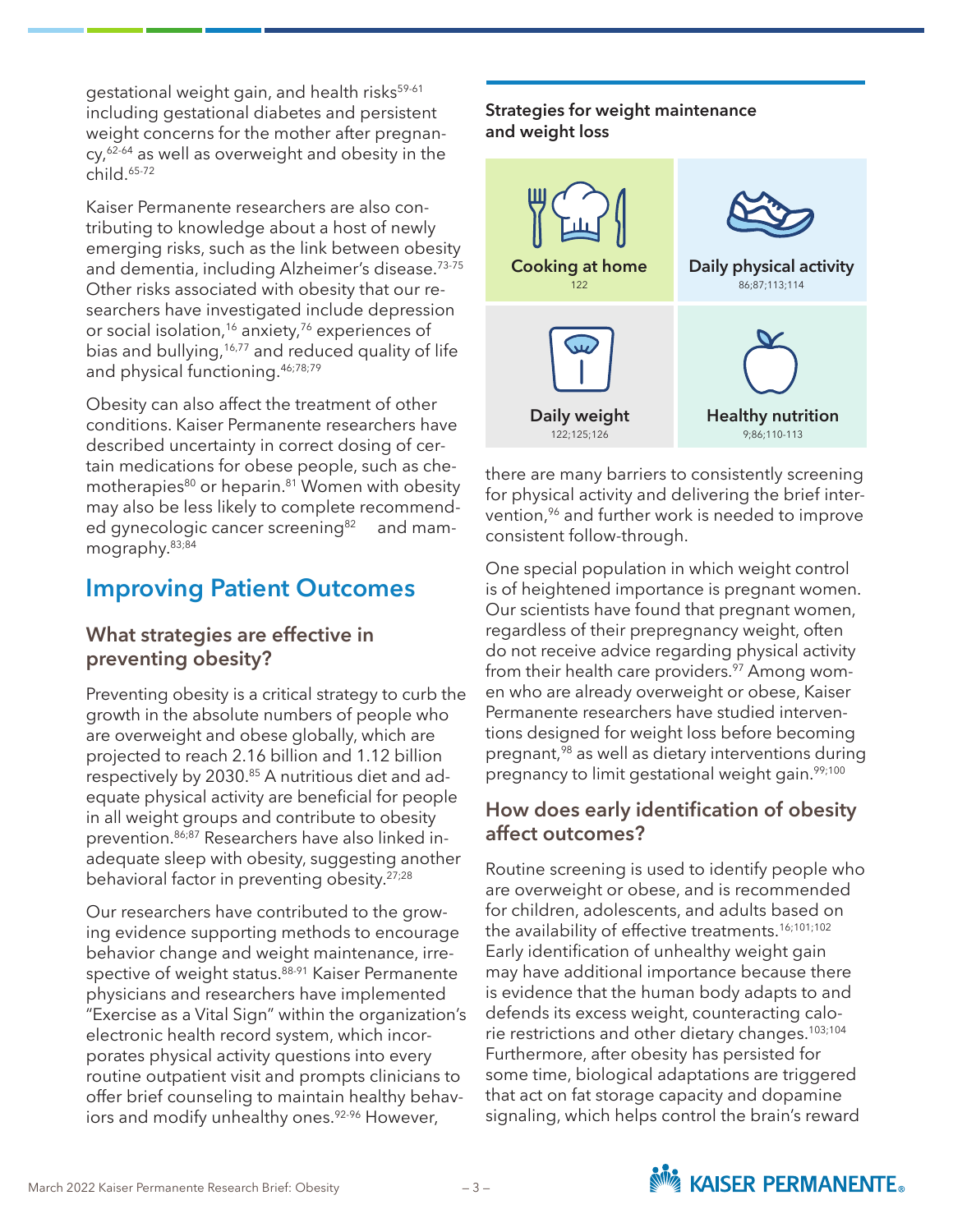gestational weight gain, and health risks[59-61] including gestational diabetes and persistent weight concerns for the mother after pregnancy,[62-64] as well as overweight and obesity in the child.[65-72]

Kaiser Permanente researchers are also contributing to knowledge about a host of newly emerging risks, such as the link between obesity and dementia, including Alzheimer's disease.[73-75] Other risks associated with obesity that our researchers have investigated include depression or social isolation,[16] anxiety,[76] experiences of bias and bullying,[16;77] and reduced quality of life and physical functioning.[46;78;79]

Obesity can also affect the treatment of other conditions. Kaiser Permanente researchers have described uncertainty in correct dosing of certain medications for obese people, such as chemotherapies[80] or heparin.[81] Women with obesity may also be less likely to complete recommended gynecologic cancer screening[82] and mammography.[83;84]

## Improving Patient Outcomes

### What strategies are effective in preventing obesity?

Preventing obesity is a critical strategy to curb the growth in the absolute numbers of people who are overweight and obese globally, which are projected to reach 2.16 billion and 1.12 billion respectively by 2030.[85] A nutritious diet and adequate physical activity are beneficial for people in all weight groups and contribute to obesity prevention.[86;87] Researchers have also linked inadequate sleep with obesity, suggesting another behavioral factor in preventing obesity.[27;28]

Our researchers have contributed to the growing evidence supporting methods to encourage behavior change and weight maintenance, irrespective of weight status.[88-91] Kaiser Permanente physicians and researchers have implemented "Exercise as a Vital Sign" within the organization's electronic health record system, which incorporates physical activity questions into every routine outpatient visit and prompts clinicians to offer brief counseling to maintain healthy behaviors and modify unhealthy ones.[92-96] However, there are many barriers to consistently screening for physical activity and delivering the brief intervention,[96] and further work is needed to improve consistent follow-through.

**Strategies for weight maintenance and weight loss**

| | |
|---|---|
| **Cooking at home** [122] | **Daily physical activity** [86;87;113;114] |
| **Daily weight** [122;125;126] | **Healthy nutrition** [9;86;110-113] |

One special population in which weight control is of heightened importance is pregnant women. Our scientists have found that pregnant women, regardless of their prepregnancy weight, often do not receive advice regarding physical activity from their health care providers.[97] Among women who are already overweight or obese, Kaiser Permanente researchers have studied interventions designed for weight loss before becoming pregnant,[98] as well as dietary interventions during pregnancy to limit gestational weight gain.[99;100]

### How does early identification of obesity affect outcomes?

Routine screening is used to identify people who are overweight or obese, and is recommended for children, adolescents, and adults based on the availability of effective treatments.[16;101;102] Early identification of unhealthy weight gain may have additional importance because there is evidence that the human body adapts to and defends its excess weight, counteracting calorie restrictions and other dietary changes.[103;104] Furthermore, after obesity has persisted for some time, biological adaptations are triggered that act on fat storage capacity and dopamine signaling, which helps control the brain's reward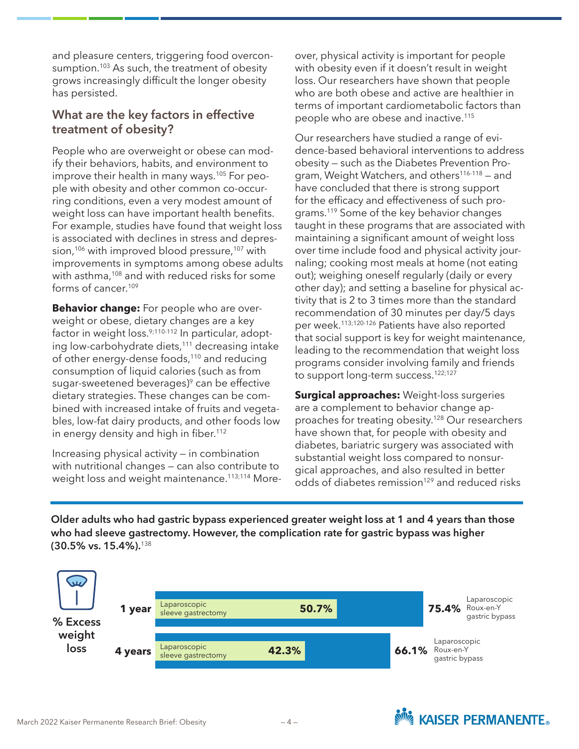and pleasure centers, triggering food overconsumption.[103] As such, the treatment of obesity grows increasingly difficult the longer obesity has persisted.

## What are the key factors in effective treatment of obesity?

People who are overweight or obese can modify their behaviors, habits, and environment to improve their health in many ways.[105] For people with obesity and other common co-occurring conditions, even a very modest amount of weight loss can have important health benefits. For example, studies have found that weight loss is associated with declines in stress and depression,[106] with improved blood pressure,[107] with improvements in symptoms among obese adults with asthma,[108] and with reduced risks for some forms of cancer.[109]

**Behavior change:** For people who are overweight or obese, dietary changes are a key factor in weight loss.[9;110-112] In particular, adopting low-carbohydrate diets,[111] decreasing intake of other energy-dense foods,[110] and reducing consumption of liquid calories (such as from sugar-sweetened beverages)[9] can be effective dietary strategies. These changes can be combined with increased intake of fruits and vegetables, low-fat dairy products, and other foods low in energy density and high in fiber.[112]

Increasing physical activity — in combination with nutritional changes — can also contribute to weight loss and weight maintenance.[113;114] Moreover, physical activity is important for people with obesity even if it doesn't result in weight loss. Our researchers have shown that people who are both obese and active are healthier in terms of important cardiometabolic factors than people who are obese and inactive.[115]

Our researchers have studied a range of evidence-based behavioral interventions to address obesity — such as the Diabetes Prevention Program, Weight Watchers, and others[116-118] — and have concluded that there is strong support for the efficacy and effectiveness of such programs.[119] Some of the key behavior changes taught in these programs that are associated with maintaining a significant amount of weight loss over time include food and physical activity journaling; cooking most meals at home (not eating out); weighing oneself regularly (daily or every other day); and setting a baseline for physical activity that is 2 to 3 times more than the standard recommendation of 30 minutes per day/5 days per week.[113;120-126] Patients have also reported that social support is key for weight maintenance, leading to the recommendation that weight loss programs consider involving family and friends to support long-term success.[122;127]

**Surgical approaches:** Weight-loss surgeries are a complement to behavior change approaches for treating obesity.[128] Our researchers have shown that, for people with obesity and diabetes, bariatric surgery was associated with substantial weight loss compared to nonsurgical approaches, and also resulted in better odds of diabetes remission[129] and reduced risks

**Older adults who had gastric bypass experienced greater weight loss at 1 and 4 years than those who had sleeve gastrectomy. However, the complication rate for gastric bypass was higher (30.5% vs. 15.4%).**[138]

| % Excess weight loss | Laparoscopic sleeve gastrectomy | Laparoscopic Roux-en-Y gastric bypass |
|---|---|---|
| 1 year | 50.7% | 75.4% |
| 4 years | 42.3% | 66.1% |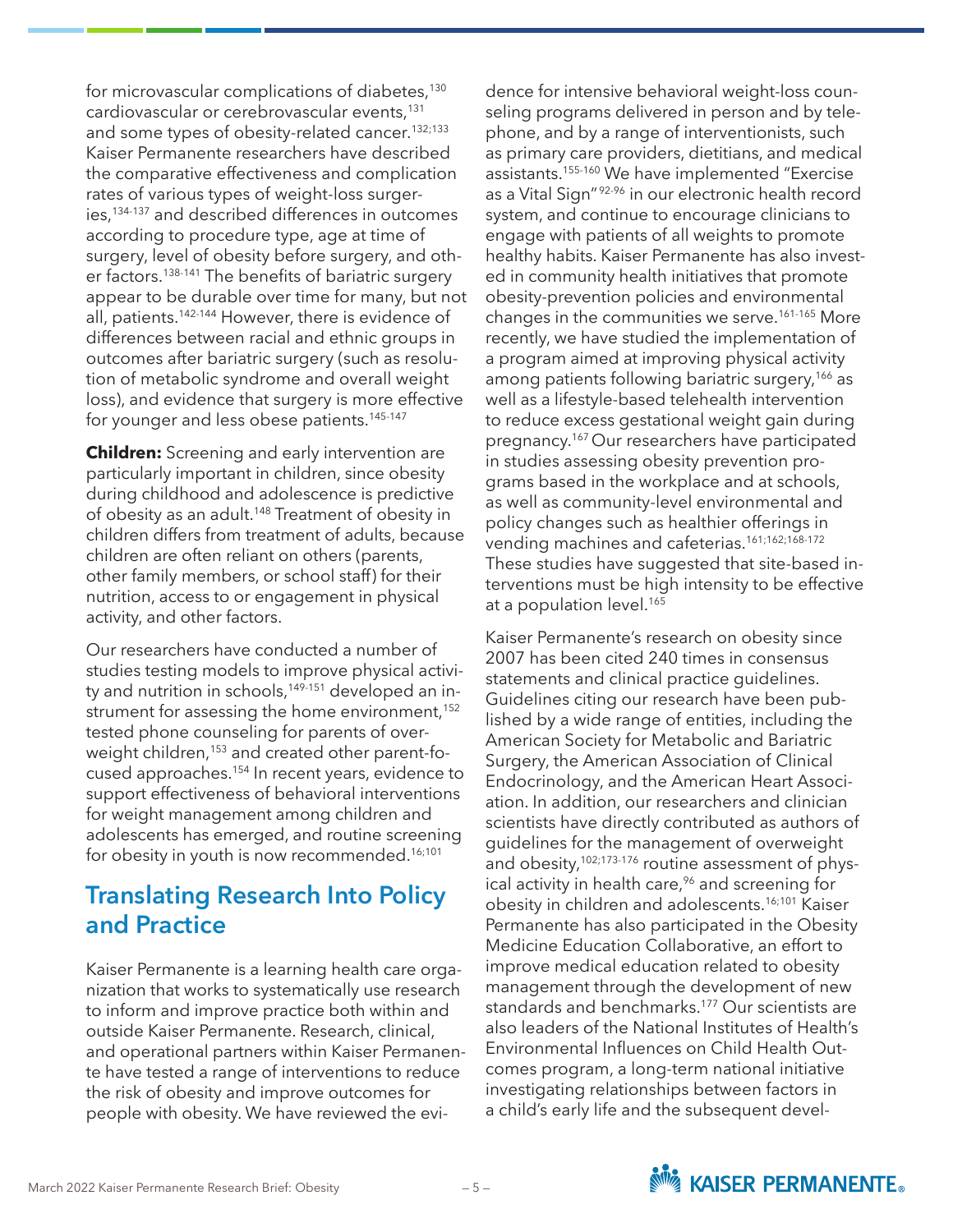for microvascular complications of diabetes,[130] cardiovascular or cerebrovascular events,[131] and some types of obesity-related cancer.[132;133] Kaiser Permanente researchers have described the comparative effectiveness and complication rates of various types of weight-loss surgeries,[134-137] and described differences in outcomes according to procedure type, age at time of surgery, level of obesity before surgery, and other factors.[138-141] The benefits of bariatric surgery appear to be durable over time for many, but not all, patients.[142-144] However, there is evidence of differences between racial and ethnic groups in outcomes after bariatric surgery (such as resolution of metabolic syndrome and overall weight loss), and evidence that surgery is more effective for younger and less obese patients.[145-147]

**Children:** Screening and early intervention are particularly important in children, since obesity during childhood and adolescence is predictive of obesity as an adult.[148] Treatment of obesity in children differs from treatment of adults, because children are often reliant on others (parents, other family members, or school staff) for their nutrition, access to or engagement in physical activity, and other factors.

Our researchers have conducted a number of studies testing models to improve physical activity and nutrition in schools,[149-151] developed an instrument for assessing the home environment,[152] tested phone counseling for parents of overweight children,[153] and created other parent-focused approaches.[154] In recent years, evidence to support effectiveness of behavioral interventions for weight management among children and adolescents has emerged, and routine screening for obesity in youth is now recommended.[16;101]

## Translating Research Into Policy and Practice

Kaiser Permanente is a learning health care organization that works to systematically use research to inform and improve practice both within and outside Kaiser Permanente. Research, clinical, and operational partners within Kaiser Permanente have tested a range of interventions to reduce the risk of obesity and improve outcomes for people with obesity. We have reviewed the evidence for intensive behavioral weight-loss counseling programs delivered in person and by telephone, and by a range of interventionists, such as primary care providers, dietitians, and medical assistants.[155-160] We have implemented "Exercise as a Vital Sign"[92-96] in our electronic health record system, and continue to encourage clinicians to engage with patients of all weights to promote healthy habits. Kaiser Permanente has also invested in community health initiatives that promote obesity-prevention policies and environmental changes in the communities we serve.[161-165] More recently, we have studied the implementation of a program aimed at improving physical activity among patients following bariatric surgery,[166] as well as a lifestyle-based telehealth intervention to reduce excess gestational weight gain during pregnancy.[167] Our researchers have participated in studies assessing obesity prevention programs based in the workplace and at schools, as well as community-level environmental and policy changes such as healthier offerings in vending machines and cafeterias.[161;162;168-172] These studies have suggested that site-based interventions must be high intensity to be effective at a population level.[165]

Kaiser Permanente's research on obesity since 2007 has been cited 240 times in consensus statements and clinical practice guidelines. Guidelines citing our research have been published by a wide range of entities, including the American Society for Metabolic and Bariatric Surgery, the American Association of Clinical Endocrinology, and the American Heart Association. In addition, our researchers and clinician scientists have directly contributed as authors of guidelines for the management of overweight and obesity,[102;173-176] routine assessment of physical activity in health care,[96] and screening for obesity in children and adolescents.[16;101] Kaiser Permanente has also participated in the Obesity Medicine Education Collaborative, an effort to improve medical education related to obesity management through the development of new standards and benchmarks.[177] Our scientists are also leaders of the National Institutes of Health's Environmental Influences on Child Health Outcomes program, a long-term national initiative investigating relationships between factors in a child's early life and the subsequent devel-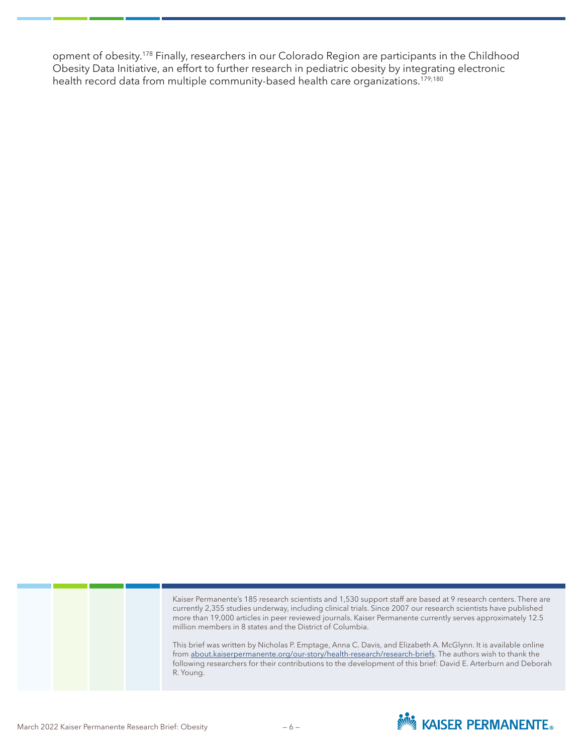opment of obesity.[178] Finally, researchers in our Colorado Region are participants in the Childhood Obesity Data Initiative, an effort to further research in pediatric obesity by integrating electronic health record data from multiple community-based health care organizations.[179;180]

Kaiser Permanente's 185 research scientists and 1,530 support staff are based at 9 research centers. There are currently 2,355 studies underway, including clinical trials. Since 2007 our research scientists have published more than 19,000 articles in peer reviewed journals. Kaiser Permanente currently serves approximately 12.5 million members in 8 states and the District of Columbia.

This brief was written by Nicholas P. Emptage, Anna C. Davis, and Elizabeth A. McGlynn. It is available online from about.kaiserpermanente.org/our-story/health-research/research-briefs. The authors wish to thank the following researchers for their contributions to the development of this brief: David E. Arterburn and Deborah R. Young.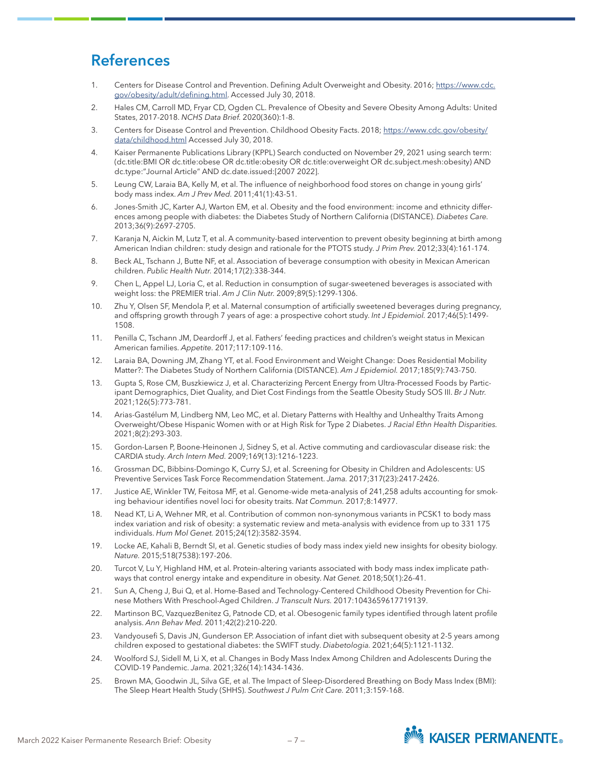## References

1. Centers for Disease Control and Prevention. Defining Adult Overweight and Obesity. 2016; https://www.cdc.gov/obesity/adult/defining.html. Accessed July 30, 2018.
2. Hales CM, Carroll MD, Fryar CD, Ogden CL. Prevalence of Obesity and Severe Obesity Among Adults: United States, 2017-2018. *NCHS Data Brief.* 2020(360):1-8.
3. Centers for Disease Control and Prevention. Childhood Obesity Facts. 2018; https://www.cdc.gov/obesity/data/childhood.html Accessed July 30, 2018.
4. Kaiser Permanente Publications Library (KPPL) Search conducted on November 29, 2021 using search term: (dc.title:BMI OR dc.title:obese OR dc.title:obesity OR dc.title:overweight OR dc.subject.mesh:obesity) AND dc.type:"Journal Article" AND dc.date.issued:[2007 2022].
5. Leung CW, Laraia BA, Kelly M, et al. The influence of neighborhood food stores on change in young girls' body mass index. *Am J Prev Med.* 2011;41(1):43-51.
6. Jones-Smith JC, Karter AJ, Warton EM, et al. Obesity and the food environment: income and ethnicity differences among people with diabetes: the Diabetes Study of Northern California (DISTANCE). *Diabetes Care.* 2013;36(9):2697-2705.
7. Karanja N, Aickin M, Lutz T, et al. A community-based intervention to prevent obesity beginning at birth among American Indian children: study design and rationale for the PTOTS study. *J Prim Prev.* 2012;33(4):161-174.
8. Beck AL, Tschann J, Butte NF, et al. Association of beverage consumption with obesity in Mexican American children. *Public Health Nutr.* 2014;17(2):338-344.
9. Chen L, Appel LJ, Loria C, et al. Reduction in consumption of sugar-sweetened beverages is associated with weight loss: the PREMIER trial. *Am J Clin Nutr.* 2009;89(5):1299-1306.
10. Zhu Y, Olsen SF, Mendola P, et al. Maternal consumption of artificially sweetened beverages during pregnancy, and offspring growth through 7 years of age: a prospective cohort study. *Int J Epidemiol.* 2017;46(5):1499-1508.
11. Penilla C, Tschann JM, Deardorff J, et al. Fathers' feeding practices and children's weight status in Mexican American families. *Appetite.* 2017;117:109-116.
12. Laraia BA, Downing JM, Zhang YT, et al. Food Environment and Weight Change: Does Residential Mobility Matter?: The Diabetes Study of Northern California (DISTANCE). *Am J Epidemiol.* 2017;185(9):743-750.
13. Gupta S, Rose CM, Buszkiewicz J, et al. Characterizing Percent Energy from Ultra-Processed Foods by Participant Demographics, Diet Quality, and Diet Cost Findings from the Seattle Obesity Study SOS III. *Br J Nutr.* 2021;126(5):773-781.
14. Arias-Gastélum M, Lindberg NM, Leo MC, et al. Dietary Patterns with Healthy and Unhealthy Traits Among Overweight/Obese Hispanic Women with or at High Risk for Type 2 Diabetes. *J Racial Ethn Health Disparities.* 2021;8(2):293-303.
15. Gordon-Larsen P, Boone-Heinonen J, Sidney S, et al. Active commuting and cardiovascular disease risk: the CARDIA study. *Arch Intern Med.* 2009;169(13):1216-1223.
16. Grossman DC, Bibbins-Domingo K, Curry SJ, et al. Screening for Obesity in Children and Adolescents: US Preventive Services Task Force Recommendation Statement. *Jama.* 2017;317(23):2417-2426.
17. Justice AE, Winkler TW, Feitosa MF, et al. Genome-wide meta-analysis of 241,258 adults accounting for smoking behaviour identifies novel loci for obesity traits. *Nat Commun.* 2017;8:14977.
18. Nead KT, Li A, Wehner MR, et al. Contribution of common non-synonymous variants in PCSK1 to body mass index variation and risk of obesity: a systematic review and meta-analysis with evidence from up to 331 175 individuals. *Hum Mol Genet.* 2015;24(12):3582-3594.
19. Locke AE, Kahali B, Berndt SI, et al. Genetic studies of body mass index yield new insights for obesity biology. *Nature.* 2015;518(7538):197-206.
20. Turcot V, Lu Y, Highland HM, et al. Protein-altering variants associated with body mass index implicate pathways that control energy intake and expenditure in obesity. *Nat Genet.* 2018;50(1):26-41.
21. Sun A, Cheng J, Bui Q, et al. Home-Based and Technology-Centered Childhood Obesity Prevention for Chinese Mothers With Preschool-Aged Children. *J Transcult Nurs.* 2017:1043659617719139.
22. Martinson BC, VazquezBenitez G, Patnode CD, et al. Obesogenic family types identified through latent profile analysis. *Ann Behav Med.* 2011;42(2):210-220.
23. Vandyousefi S, Davis JN, Gunderson EP. Association of infant diet with subsequent obesity at 2-5 years among children exposed to gestational diabetes: the SWIFT study. *Diabetologia.* 2021;64(5):1121-1132.
24. Woolford SJ, Sidell M, Li X, et al. Changes in Body Mass Index Among Children and Adolescents During the COVID-19 Pandemic. *Jama.* 2021;326(14):1434-1436.
25. Brown MA, Goodwin JL, Silva GE, et al. The Impact of Sleep-Disordered Breathing on Body Mass Index (BMI): The Sleep Heart Health Study (SHHS). *Southwest J Pulm Crit Care.* 2011;3:159-168.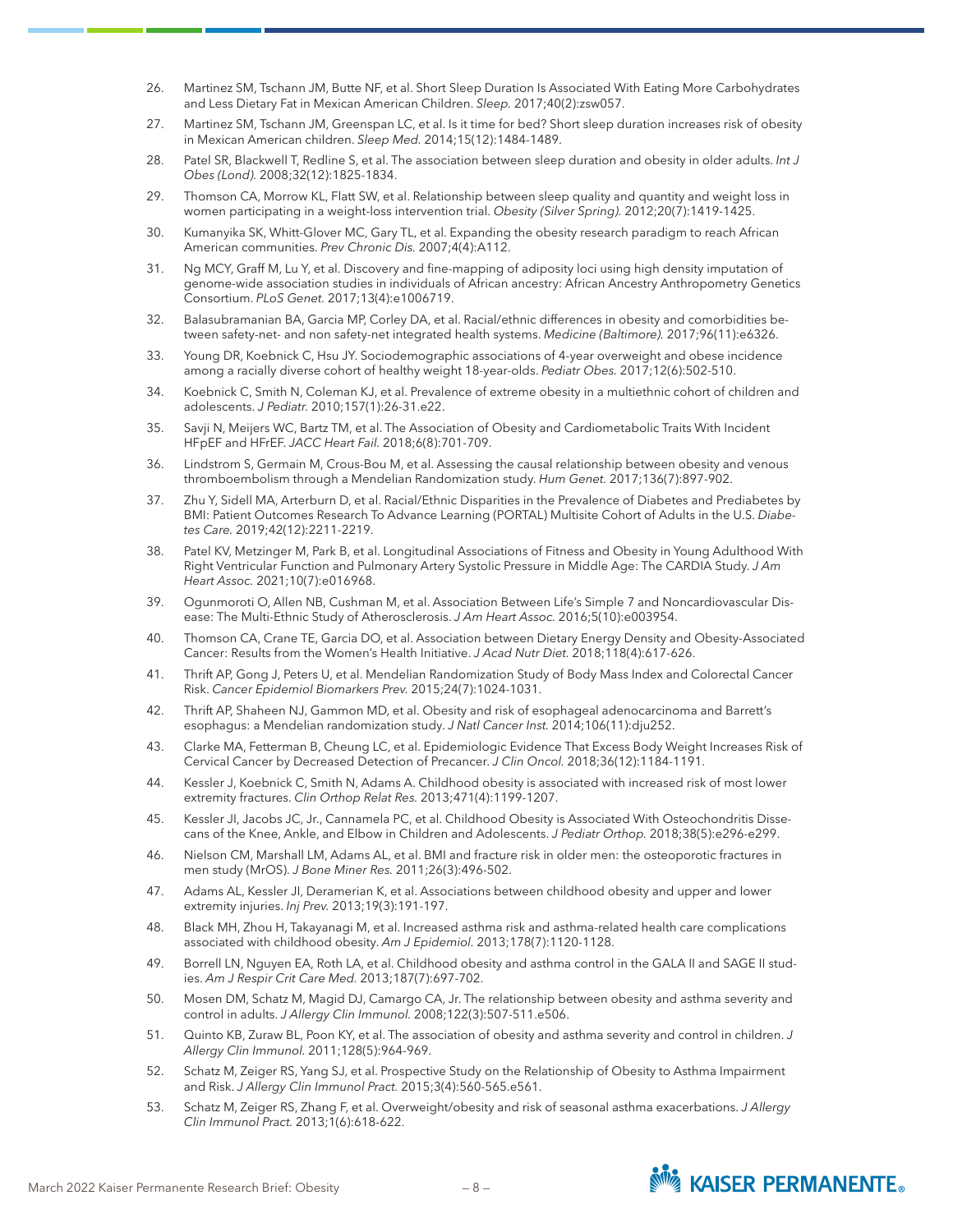26. Martinez SM, Tschann JM, Butte NF, et al. Short Sleep Duration Is Associated With Eating More Carbohydrates and Less Dietary Fat in Mexican American Children. *Sleep.* 2017;40(2):zsw057.
27. Martinez SM, Tschann JM, Greenspan LC, et al. Is it time for bed? Short sleep duration increases risk of obesity in Mexican American children. *Sleep Med.* 2014;15(12):1484-1489.
28. Patel SR, Blackwell T, Redline S, et al. The association between sleep duration and obesity in older adults. *Int J Obes (Lond).* 2008;32(12):1825-1834.
29. Thomson CA, Morrow KL, Flatt SW, et al. Relationship between sleep quality and quantity and weight loss in women participating in a weight-loss intervention trial. *Obesity (Silver Spring).* 2012;20(7):1419-1425.
30. Kumanyika SK, Whitt-Glover MC, Gary TL, et al. Expanding the obesity research paradigm to reach African American communities. *Prev Chronic Dis.* 2007;4(4):A112.
31. Ng MCY, Graff M, Lu Y, et al. Discovery and fine-mapping of adiposity loci using high density imputation of genome-wide association studies in individuals of African ancestry: African Ancestry Anthropometry Genetics Consortium. *PLoS Genet.* 2017;13(4):e1006719.
32. Balasubramanian BA, Garcia MP, Corley DA, et al. Racial/ethnic differences in obesity and comorbidities between safety-net- and non safety-net integrated health systems. *Medicine (Baltimore).* 2017;96(11):e6326.
33. Young DR, Koebnick C, Hsu JY. Sociodemographic associations of 4-year overweight and obese incidence among a racially diverse cohort of healthy weight 18-year-olds. *Pediatr Obes.* 2017;12(6):502-510.
34. Koebnick C, Smith N, Coleman KJ, et al. Prevalence of extreme obesity in a multiethnic cohort of children and adolescents. *J Pediatr.* 2010;157(1):26-31.e22.
35. Savji N, Meijers WC, Bartz TM, et al. The Association of Obesity and Cardiometabolic Traits With Incident HFpEF and HFrEF. *JACC Heart Fail.* 2018;6(8):701-709.
36. Lindstrom S, Germain M, Crous-Bou M, et al. Assessing the causal relationship between obesity and venous thromboembolism through a Mendelian Randomization study. *Hum Genet.* 2017;136(7):897-902.
37. Zhu Y, Sidell MA, Arterburn D, et al. Racial/Ethnic Disparities in the Prevalence of Diabetes and Prediabetes by BMI: Patient Outcomes Research To Advance Learning (PORTAL) Multisite Cohort of Adults in the U.S. *Diabetes Care.* 2019;42(12):2211-2219.
38. Patel KV, Metzinger M, Park B, et al. Longitudinal Associations of Fitness and Obesity in Young Adulthood With Right Ventricular Function and Pulmonary Artery Systolic Pressure in Middle Age: The CARDIA Study. *J Am Heart Assoc.* 2021;10(7):e016968.
39. Ogunmoroti O, Allen NB, Cushman M, et al. Association Between Life's Simple 7 and Noncardiovascular Disease: The Multi-Ethnic Study of Atherosclerosis. *J Am Heart Assoc.* 2016;5(10):e003954.
40. Thomson CA, Crane TE, Garcia DO, et al. Association between Dietary Energy Density and Obesity-Associated Cancer: Results from the Women's Health Initiative. *J Acad Nutr Diet.* 2018;118(4):617-626.
41. Thrift AP, Gong J, Peters U, et al. Mendelian Randomization Study of Body Mass Index and Colorectal Cancer Risk. *Cancer Epidemiol Biomarkers Prev.* 2015;24(7):1024-1031.
42. Thrift AP, Shaheen NJ, Gammon MD, et al. Obesity and risk of esophageal adenocarcinoma and Barrett's esophagus: a Mendelian randomization study. *J Natl Cancer Inst.* 2014;106(11):dju252.
43. Clarke MA, Fetterman B, Cheung LC, et al. Epidemiologic Evidence That Excess Body Weight Increases Risk of Cervical Cancer by Decreased Detection of Precancer. *J Clin Oncol.* 2018;36(12):1184-1191.
44. Kessler J, Koebnick C, Smith N, Adams A. Childhood obesity is associated with increased risk of most lower extremity fractures. *Clin Orthop Relat Res.* 2013;471(4):1199-1207.
45. Kessler JI, Jacobs JC, Jr., Cannamela PC, et al. Childhood Obesity is Associated With Osteochondritis Dissecans of the Knee, Ankle, and Elbow in Children and Adolescents. *J Pediatr Orthop.* 2018;38(5):e296-e299.
46. Nielson CM, Marshall LM, Adams AL, et al. BMI and fracture risk in older men: the osteoporotic fractures in men study (MrOS). *J Bone Miner Res.* 2011;26(3):496-502.
47. Adams AL, Kessler JI, Deramerian K, et al. Associations between childhood obesity and upper and lower extremity injuries. *Inj Prev.* 2013;19(3):191-197.
48. Black MH, Zhou H, Takayanagi M, et al. Increased asthma risk and asthma-related health care complications associated with childhood obesity. *Am J Epidemiol.* 2013;178(7):1120-1128.
49. Borrell LN, Nguyen EA, Roth LA, et al. Childhood obesity and asthma control in the GALA II and SAGE II studies. *Am J Respir Crit Care Med.* 2013;187(7):697-702.
50. Mosen DM, Schatz M, Magid DJ, Camargo CA, Jr. The relationship between obesity and asthma severity and control in adults. *J Allergy Clin Immunol.* 2008;122(3):507-511.e506.
51. Quinto KB, Zuraw BL, Poon KY, et al. The association of obesity and asthma severity and control in children. *J Allergy Clin Immunol.* 2011;128(5):964-969.
52. Schatz M, Zeiger RS, Yang SJ, et al. Prospective Study on the Relationship of Obesity to Asthma Impairment and Risk. *J Allergy Clin Immunol Pract.* 2015;3(4):560-565.e561.
53. Schatz M, Zeiger RS, Zhang F, et al. Overweight/obesity and risk of seasonal asthma exacerbations. *J Allergy Clin Immunol Pract.* 2013;1(6):618-622.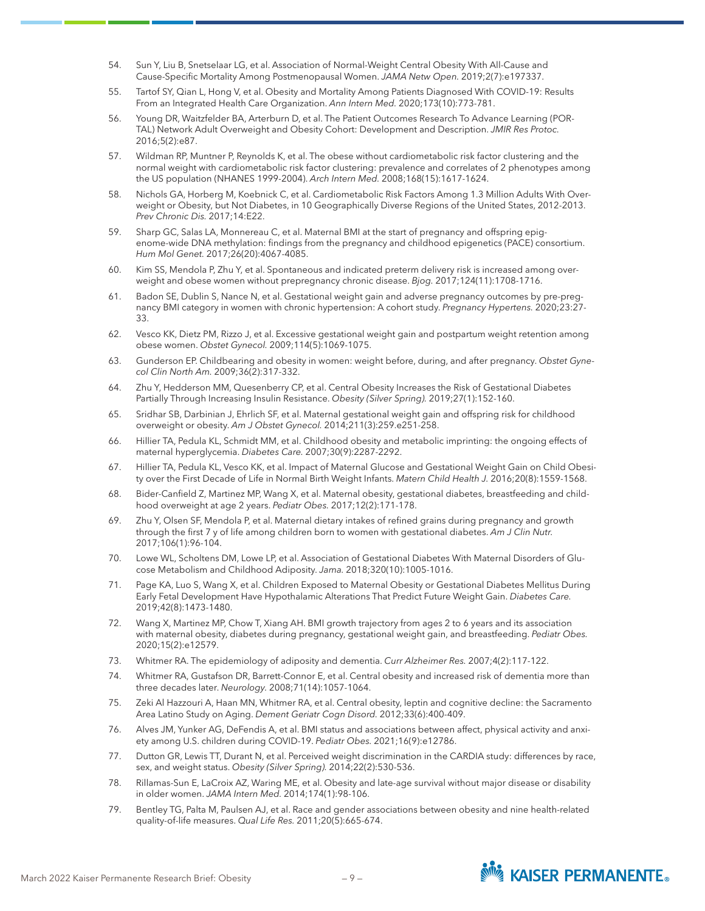54. Sun Y, Liu B, Snetselaar LG, et al. Association of Normal-Weight Central Obesity With All-Cause and Cause-Specific Mortality Among Postmenopausal Women. *JAMA Netw Open.* 2019;2(7):e197337.

55. Tartof SY, Qian L, Hong V, et al. Obesity and Mortality Among Patients Diagnosed With COVID-19: Results From an Integrated Health Care Organization. *Ann Intern Med.* 2020;173(10):773-781.

56. Young DR, Waitzfelder BA, Arterburn D, et al. The Patient Outcomes Research To Advance Learning (PORTAL) Network Adult Overweight and Obesity Cohort: Development and Description. *JMIR Res Protoc.* 2016;5(2):e87.

57. Wildman RP, Muntner P, Reynolds K, et al. The obese without cardiometabolic risk factor clustering and the normal weight with cardiometabolic risk factor clustering: prevalence and correlates of 2 phenotypes among the US population (NHANES 1999-2004). *Arch Intern Med.* 2008;168(15):1617-1624.

58. Nichols GA, Horberg M, Koebnick C, et al. Cardiometabolic Risk Factors Among 1.3 Million Adults With Overweight or Obesity, but Not Diabetes, in 10 Geographically Diverse Regions of the United States, 2012-2013. *Prev Chronic Dis.* 2017;14:E22.

59. Sharp GC, Salas LA, Monnereau C, et al. Maternal BMI at the start of pregnancy and offspring epigenome-wide DNA methylation: findings from the pregnancy and childhood epigenetics (PACE) consortium. *Hum Mol Genet.* 2017;26(20):4067-4085.

60. Kim SS, Mendola P, Zhu Y, et al. Spontaneous and indicated preterm delivery risk is increased among overweight and obese women without prepregnancy chronic disease. *Bjog.* 2017;124(11):1708-1716.

61. Badon SE, Dublin S, Nance N, et al. Gestational weight gain and adverse pregnancy outcomes by pre-pregnancy BMI category in women with chronic hypertension: A cohort study. *Pregnancy Hypertens.* 2020;23:27-33.

62. Vesco KK, Dietz PM, Rizzo J, et al. Excessive gestational weight gain and postpartum weight retention among obese women. *Obstet Gynecol.* 2009;114(5):1069-1075.

63. Gunderson EP. Childbearing and obesity in women: weight before, during, and after pregnancy. *Obstet Gynecol Clin North Am.* 2009;36(2):317-332.

64. Zhu Y, Hedderson MM, Quesenberry CP, et al. Central Obesity Increases the Risk of Gestational Diabetes Partially Through Increasing Insulin Resistance. *Obesity (Silver Spring).* 2019;27(1):152-160.

65. Sridhar SB, Darbinian J, Ehrlich SF, et al. Maternal gestational weight gain and offspring risk for childhood overweight or obesity. *Am J Obstet Gynecol.* 2014;211(3):259.e251-258.

66. Hillier TA, Pedula KL, Schmidt MM, et al. Childhood obesity and metabolic imprinting: the ongoing effects of maternal hyperglycemia. *Diabetes Care.* 2007;30(9):2287-2292.

67. Hillier TA, Pedula KL, Vesco KK, et al. Impact of Maternal Glucose and Gestational Weight Gain on Child Obesity over the First Decade of Life in Normal Birth Weight Infants. *Matern Child Health J.* 2016;20(8):1559-1568.

68. Bider-Canfield Z, Martinez MP, Wang X, et al. Maternal obesity, gestational diabetes, breastfeeding and childhood overweight at age 2 years. *Pediatr Obes.* 2017;12(2):171-178.

69. Zhu Y, Olsen SF, Mendola P, et al. Maternal dietary intakes of refined grains during pregnancy and growth through the first 7 y of life among children born to women with gestational diabetes. *Am J Clin Nutr.* 2017;106(1):96-104.

70. Lowe WL, Scholtens DM, Lowe LP, et al. Association of Gestational Diabetes With Maternal Disorders of Glucose Metabolism and Childhood Adiposity. *Jama.* 2018;320(10):1005-1016.

71. Page KA, Luo S, Wang X, et al. Children Exposed to Maternal Obesity or Gestational Diabetes Mellitus During Early Fetal Development Have Hypothalamic Alterations That Predict Future Weight Gain. *Diabetes Care.* 2019;42(8):1473-1480.

72. Wang X, Martinez MP, Chow T, Xiang AH. BMI growth trajectory from ages 2 to 6 years and its association with maternal obesity, diabetes during pregnancy, gestational weight gain, and breastfeeding. *Pediatr Obes.* 2020;15(2):e12579.

73. Whitmer RA. The epidemiology of adiposity and dementia. *Curr Alzheimer Res.* 2007;4(2):117-122.

74. Whitmer RA, Gustafson DR, Barrett-Connor E, et al. Central obesity and increased risk of dementia more than three decades later. *Neurology.* 2008;71(14):1057-1064.

75. Zeki Al Hazzouri A, Haan MN, Whitmer RA, et al. Central obesity, leptin and cognitive decline: the Sacramento Area Latino Study on Aging. *Dement Geriatr Cogn Disord.* 2012;33(6):400-409.

76. Alves JM, Yunker AG, DeFendis A, et al. BMI status and associations between affect, physical activity and anxiety among U.S. children during COVID-19. *Pediatr Obes.* 2021;16(9):e12786.

77. Dutton GR, Lewis TT, Durant N, et al. Perceived weight discrimination in the CARDIA study: differences by race, sex, and weight status. *Obesity (Silver Spring).* 2014;22(2):530-536.

78. Rillamas-Sun E, LaCroix AZ, Waring ME, et al. Obesity and late-age survival without major disease or disability in older women. *JAMA Intern Med.* 2014;174(1):98-106.

79. Bentley TG, Palta M, Paulsen AJ, et al. Race and gender associations between obesity and nine health-related quality-of-life measures. *Qual Life Res.* 2011;20(5):665-674.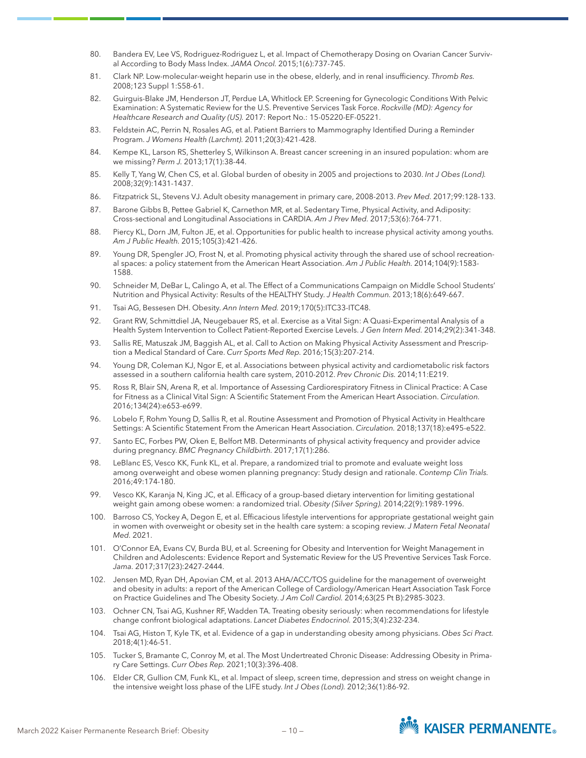80. Bandera EV, Lee VS, Rodriguez-Rodriguez L, et al. Impact of Chemotherapy Dosing on Ovarian Cancer Survival According to Body Mass Index. *JAMA Oncol.* 2015;1(6):737-745.
81. Clark NP. Low-molecular-weight heparin use in the obese, elderly, and in renal insufficiency. *Thromb Res.* 2008;123 Suppl 1:S58-61.
82. Guirguis-Blake JM, Henderson JT, Perdue LA, Whitlock EP. Screening for Gynecologic Conditions With Pelvic Examination: A Systematic Review for the U.S. Preventive Services Task Force. *Rockville (MD): Agency for Healthcare Research and Quality (US).* 2017: Report No.: 15-05220-EF-05221.
83. Feldstein AC, Perrin N, Rosales AG, et al. Patient Barriers to Mammography Identified During a Reminder Program. *J Womens Health (Larchmt).* 2011;20(3):421-428.
84. Kempe KL, Larson RS, Shetterley S, Wilkinson A. Breast cancer screening in an insured population: whom are we missing? *Perm J.* 2013;17(1):38-44.
85. Kelly T, Yang W, Chen CS, et al. Global burden of obesity in 2005 and projections to 2030. *Int J Obes (Lond).* 2008;32(9):1431-1437.
86. Fitzpatrick SL, Stevens VJ. Adult obesity management in primary care, 2008-2013. *Prev Med.* 2017;99:128-133.
87. Barone Gibbs B, Pettee Gabriel K, Carnethon MR, et al. Sedentary Time, Physical Activity, and Adiposity: Cross-sectional and Longitudinal Associations in CARDIA. *Am J Prev Med.* 2017;53(6):764-771.
88. Piercy KL, Dorn JM, Fulton JE, et al. Opportunities for public health to increase physical activity among youths. *Am J Public Health.* 2015;105(3):421-426.
89. Young DR, Spengler JO, Frost N, et al. Promoting physical activity through the shared use of school recreational spaces: a policy statement from the American Heart Association. *Am J Public Health.* 2014;104(9):1583-1588.
90. Schneider M, DeBar L, Calingo A, et al. The Effect of a Communications Campaign on Middle School Students' Nutrition and Physical Activity: Results of the HEALTHY Study. *J Health Commun.* 2013;18(6):649-667.
91. Tsai AG, Bessesen DH. Obesity. *Ann Intern Med.* 2019;170(5):ITC33-ITC48.
92. Grant RW, Schmittdiel JA, Neugebauer RS, et al. Exercise as a Vital Sign: A Quasi-Experimental Analysis of a Health System Intervention to Collect Patient-Reported Exercise Levels. *J Gen Intern Med.* 2014;29(2):341-348.
93. Sallis RE, Matuszak JM, Baggish AL, et al. Call to Action on Making Physical Activity Assessment and Prescription a Medical Standard of Care. *Curr Sports Med Rep.* 2016;15(3):207-214.
94. Young DR, Coleman KJ, Ngor E, et al. Associations between physical activity and cardiometabolic risk factors assessed in a southern california health care system, 2010-2012. *Prev Chronic Dis.* 2014;11:E219.
95. Ross R, Blair SN, Arena R, et al. Importance of Assessing Cardiorespiratory Fitness in Clinical Practice: A Case for Fitness as a Clinical Vital Sign: A Scientific Statement From the American Heart Association. *Circulation.* 2016;134(24):e653-e699.
96. Lobelo F, Rohm Young D, Sallis R, et al. Routine Assessment and Promotion of Physical Activity in Healthcare Settings: A Scientific Statement From the American Heart Association. *Circulation.* 2018;137(18):e495-e522.
97. Santo EC, Forbes PW, Oken E, Belfort MB. Determinants of physical activity frequency and provider advice during pregnancy. *BMC Pregnancy Childbirth.* 2017;17(1):286.
98. LeBlanc ES, Vesco KK, Funk KL, et al. Prepare, a randomized trial to promote and evaluate weight loss among overweight and obese women planning pregnancy: Study design and rationale. *Contemp Clin Trials.* 2016;49:174-180.
99. Vesco KK, Karanja N, King JC, et al. Efficacy of a group-based dietary intervention for limiting gestational weight gain among obese women: a randomized trial. *Obesity (Silver Spring).* 2014;22(9):1989-1996.
100. Barroso CS, Yockey A, Degon E, et al. Efficacious lifestyle interventions for appropriate gestational weight gain in women with overweight or obesity set in the health care system: a scoping review. *J Matern Fetal Neonatal Med.* 2021.
101. O'Connor EA, Evans CV, Burda BU, et al. Screening for Obesity and Intervention for Weight Management in Children and Adolescents: Evidence Report and Systematic Review for the US Preventive Services Task Force. *Jama.* 2017;317(23):2427-2444.
102. Jensen MD, Ryan DH, Apovian CM, et al. 2013 AHA/ACC/TOS guideline for the management of overweight and obesity in adults: a report of the American College of Cardiology/American Heart Association Task Force on Practice Guidelines and The Obesity Society. *J Am Coll Cardiol.* 2014;63(25 Pt B):2985-3023.
103. Ochner CN, Tsai AG, Kushner RF, Wadden TA. Treating obesity seriously: when recommendations for lifestyle change confront biological adaptations. *Lancet Diabetes Endocrinol.* 2015;3(4):232-234.
104. Tsai AG, Histon T, Kyle TK, et al. Evidence of a gap in understanding obesity among physicians. *Obes Sci Pract.* 2018;4(1):46-51.
105. Tucker S, Bramante C, Conroy M, et al. The Most Undertreated Chronic Disease: Addressing Obesity in Primary Care Settings. *Curr Obes Rep.* 2021;10(3):396-408.
106. Elder CR, Gullion CM, Funk KL, et al. Impact of sleep, screen time, depression and stress on weight change in the intensive weight loss phase of the LIFE study. *Int J Obes (Lond).* 2012;36(1):86-92.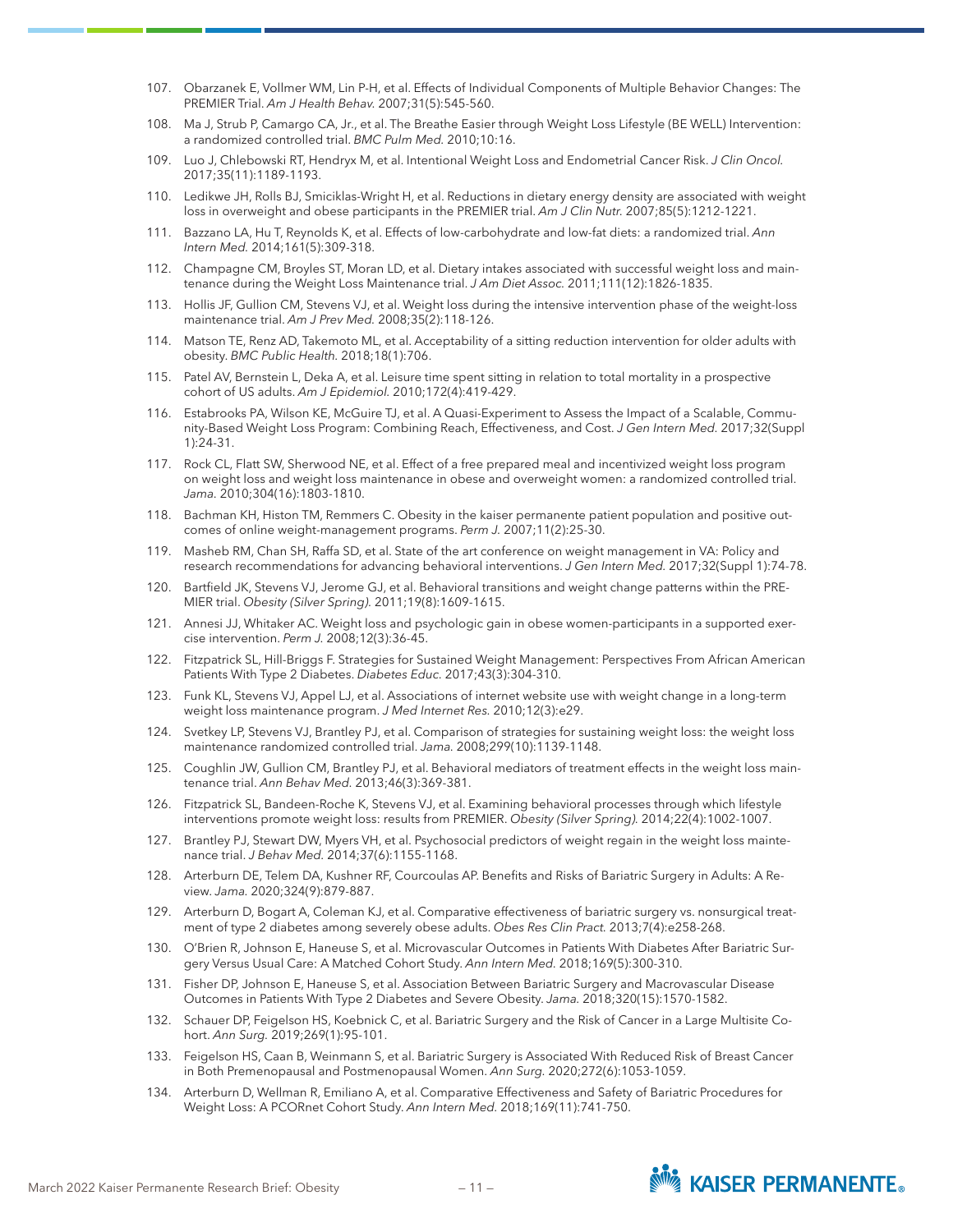107. Obarzanek E, Vollmer WM, Lin P-H, et al. Effects of Individual Components of Multiple Behavior Changes: The PREMIER Trial. *Am J Health Behav.* 2007;31(5):545-560.
108. Ma J, Strub P, Camargo CA, Jr., et al. The Breathe Easier through Weight Loss Lifestyle (BE WELL) Intervention: a randomized controlled trial. *BMC Pulm Med.* 2010;10:16.
109. Luo J, Chlebowski RT, Hendryx M, et al. Intentional Weight Loss and Endometrial Cancer Risk. *J Clin Oncol.* 2017;35(11):1189-1193.
110. Ledikwe JH, Rolls BJ, Smiciklas-Wright H, et al. Reductions in dietary energy density are associated with weight loss in overweight and obese participants in the PREMIER trial. *Am J Clin Nutr.* 2007;85(5):1212-1221.
111. Bazzano LA, Hu T, Reynolds K, et al. Effects of low-carbohydrate and low-fat diets: a randomized trial. *Ann Intern Med.* 2014;161(5):309-318.
112. Champagne CM, Broyles ST, Moran LD, et al. Dietary intakes associated with successful weight loss and maintenance during the Weight Loss Maintenance trial. *J Am Diet Assoc.* 2011;111(12):1826-1835.
113. Hollis JF, Gullion CM, Stevens VJ, et al. Weight loss during the intensive intervention phase of the weight-loss maintenance trial. *Am J Prev Med.* 2008;35(2):118-126.
114. Matson TE, Renz AD, Takemoto ML, et al. Acceptability of a sitting reduction intervention for older adults with obesity. *BMC Public Health.* 2018;18(1):706.
115. Patel AV, Bernstein L, Deka A, et al. Leisure time spent sitting in relation to total mortality in a prospective cohort of US adults. *Am J Epidemiol.* 2010;172(4):419-429.
116. Estabrooks PA, Wilson KE, McGuire TJ, et al. A Quasi-Experiment to Assess the Impact of a Scalable, Community-Based Weight Loss Program: Combining Reach, Effectiveness, and Cost. *J Gen Intern Med.* 2017;32(Suppl 1):24-31.
117. Rock CL, Flatt SW, Sherwood NE, et al. Effect of a free prepared meal and incentivized weight loss program on weight loss and weight loss maintenance in obese and overweight women: a randomized controlled trial. *Jama.* 2010;304(16):1803-1810.
118. Bachman KH, Histon TM, Remmers C. Obesity in the kaiser permanente patient population and positive outcomes of online weight-management programs. *Perm J.* 2007;11(2):25-30.
119. Masheb RM, Chan SH, Raffa SD, et al. State of the art conference on weight management in VA: Policy and research recommendations for advancing behavioral interventions. *J Gen Intern Med.* 2017;32(Suppl 1):74-78.
120. Bartfield JK, Stevens VJ, Jerome GJ, et al. Behavioral transitions and weight change patterns within the PREMIER trial. *Obesity (Silver Spring).* 2011;19(8):1609-1615.
121. Annesi JJ, Whitaker AC. Weight loss and psychologic gain in obese women-participants in a supported exercise intervention. *Perm J.* 2008;12(3):36-45.
122. Fitzpatrick SL, Hill-Briggs F. Strategies for Sustained Weight Management: Perspectives From African American Patients With Type 2 Diabetes. *Diabetes Educ.* 2017;43(3):304-310.
123. Funk KL, Stevens VJ, Appel LJ, et al. Associations of internet website use with weight change in a long-term weight loss maintenance program. *J Med Internet Res.* 2010;12(3):e29.
124. Svetkey LP, Stevens VJ, Brantley PJ, et al. Comparison of strategies for sustaining weight loss: the weight loss maintenance randomized controlled trial. *Jama.* 2008;299(10):1139-1148.
125. Coughlin JW, Gullion CM, Brantley PJ, et al. Behavioral mediators of treatment effects in the weight loss maintenance trial. *Ann Behav Med.* 2013;46(3):369-381.
126. Fitzpatrick SL, Bandeen-Roche K, Stevens VJ, et al. Examining behavioral processes through which lifestyle interventions promote weight loss: results from PREMIER. *Obesity (Silver Spring).* 2014;22(4):1002-1007.
127. Brantley PJ, Stewart DW, Myers VH, et al. Psychosocial predictors of weight regain in the weight loss maintenance trial. *J Behav Med.* 2014;37(6):1155-1168.
128. Arterburn DE, Telem DA, Kushner RF, Courcoulas AP. Benefits and Risks of Bariatric Surgery in Adults: A Review. *Jama.* 2020;324(9):879-887.
129. Arterburn D, Bogart A, Coleman KJ, et al. Comparative effectiveness of bariatric surgery vs. nonsurgical treatment of type 2 diabetes among severely obese adults. *Obes Res Clin Pract.* 2013;7(4):e258-268.
130. O'Brien R, Johnson E, Haneuse S, et al. Microvascular Outcomes in Patients With Diabetes After Bariatric Surgery Versus Usual Care: A Matched Cohort Study. *Ann Intern Med.* 2018;169(5):300-310.
131. Fisher DP, Johnson E, Haneuse S, et al. Association Between Bariatric Surgery and Macrovascular Disease Outcomes in Patients With Type 2 Diabetes and Severe Obesity. *Jama.* 2018;320(15):1570-1582.
132. Schauer DP, Feigelson HS, Koebnick C, et al. Bariatric Surgery and the Risk of Cancer in a Large Multisite Cohort. *Ann Surg.* 2019;269(1):95-101.
133. Feigelson HS, Caan B, Weinmann S, et al. Bariatric Surgery is Associated With Reduced Risk of Breast Cancer in Both Premenopausal and Postmenopausal Women. *Ann Surg.* 2020;272(6):1053-1059.
134. Arterburn D, Wellman R, Emiliano A, et al. Comparative Effectiveness and Safety of Bariatric Procedures for Weight Loss: A PCORnet Cohort Study. *Ann Intern Med.* 2018;169(11):741-750.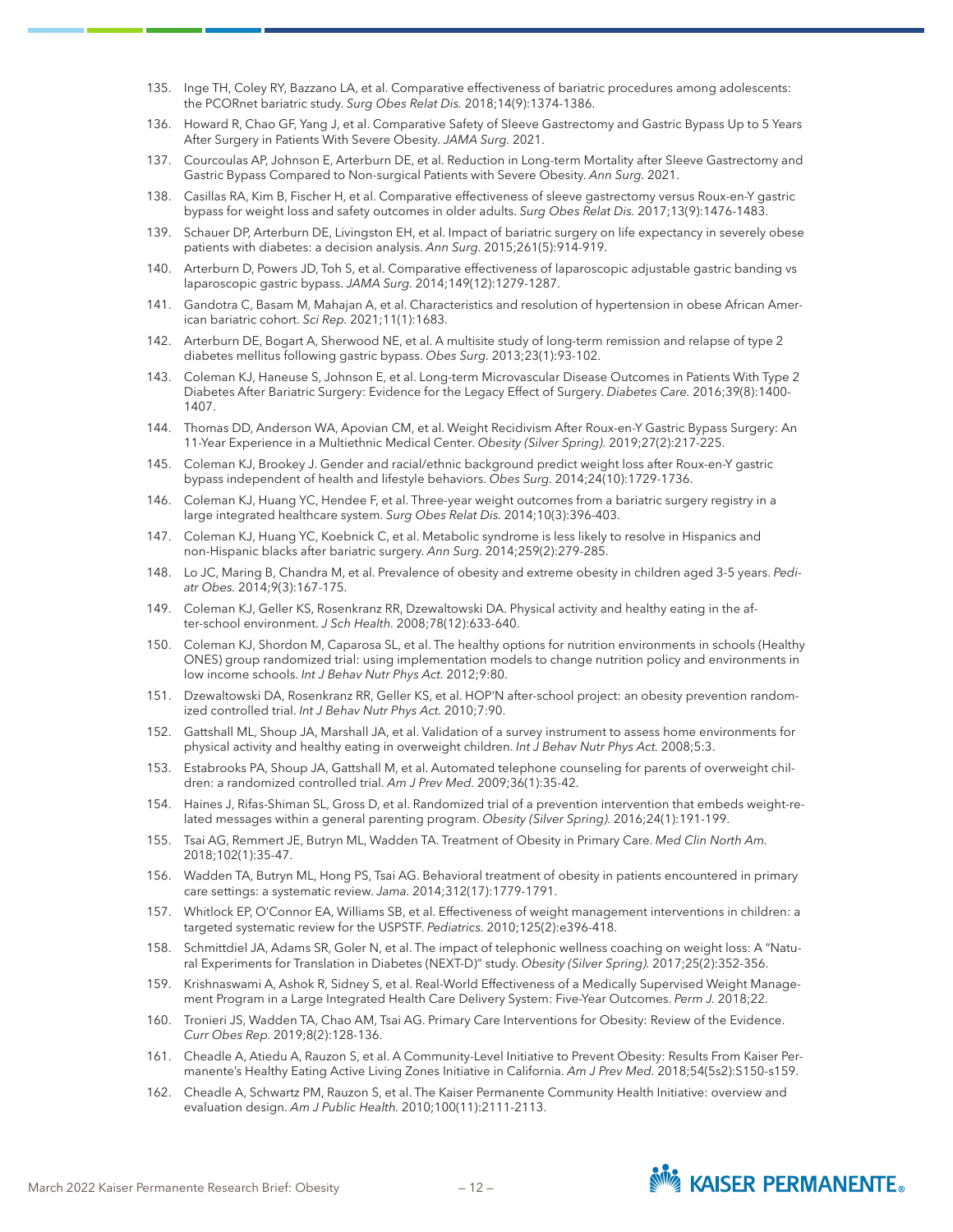135. Inge TH, Coley RY, Bazzano LA, et al. Comparative effectiveness of bariatric procedures among adolescents: the PCORnet bariatric study. *Surg Obes Relat Dis.* 2018;14(9):1374-1386.
136. Howard R, Chao GF, Yang J, et al. Comparative Safety of Sleeve Gastrectomy and Gastric Bypass Up to 5 Years After Surgery in Patients With Severe Obesity. *JAMA Surg.* 2021.
137. Courcoulas AP, Johnson E, Arterburn DE, et al. Reduction in Long-term Mortality after Sleeve Gastrectomy and Gastric Bypass Compared to Non-surgical Patients with Severe Obesity. *Ann Surg.* 2021.
138. Casillas RA, Kim B, Fischer H, et al. Comparative effectiveness of sleeve gastrectomy versus Roux-en-Y gastric bypass for weight loss and safety outcomes in older adults. *Surg Obes Relat Dis.* 2017;13(9):1476-1483.
139. Schauer DP, Arterburn DE, Livingston EH, et al. Impact of bariatric surgery on life expectancy in severely obese patients with diabetes: a decision analysis. *Ann Surg.* 2015;261(5):914-919.
140. Arterburn D, Powers JD, Toh S, et al. Comparative effectiveness of laparoscopic adjustable gastric banding vs laparoscopic gastric bypass. *JAMA Surg.* 2014;149(12):1279-1287.
141. Gandotra C, Basam M, Mahajan A, et al. Characteristics and resolution of hypertension in obese African American bariatric cohort. *Sci Rep.* 2021;11(1):1683.
142. Arterburn DE, Bogart A, Sherwood NE, et al. A multisite study of long-term remission and relapse of type 2 diabetes mellitus following gastric bypass. *Obes Surg.* 2013;23(1):93-102.
143. Coleman KJ, Haneuse S, Johnson E, et al. Long-term Microvascular Disease Outcomes in Patients With Type 2 Diabetes After Bariatric Surgery: Evidence for the Legacy Effect of Surgery. *Diabetes Care.* 2016;39(8):1400-1407.
144. Thomas DD, Anderson WA, Apovian CM, et al. Weight Recidivism After Roux-en-Y Gastric Bypass Surgery: An 11-Year Experience in a Multiethnic Medical Center. *Obesity (Silver Spring).* 2019;27(2):217-225.
145. Coleman KJ, Brookey J. Gender and racial/ethnic background predict weight loss after Roux-en-Y gastric bypass independent of health and lifestyle behaviors. *Obes Surg.* 2014;24(10):1729-1736.
146. Coleman KJ, Huang YC, Hendee F, et al. Three-year weight outcomes from a bariatric surgery registry in a large integrated healthcare system. *Surg Obes Relat Dis.* 2014;10(3):396-403.
147. Coleman KJ, Huang YC, Koebnick C, et al. Metabolic syndrome is less likely to resolve in Hispanics and non-Hispanic blacks after bariatric surgery. *Ann Surg.* 2014;259(2):279-285.
148. Lo JC, Maring B, Chandra M, et al. Prevalence of obesity and extreme obesity in children aged 3-5 years. *Pediatr Obes.* 2014;9(3):167-175.
149. Coleman KJ, Geller KS, Rosenkranz RR, Dzewaltowski DA. Physical activity and healthy eating in the after-school environment. *J Sch Health.* 2008;78(12):633-640.
150. Coleman KJ, Shordon M, Caparosa SL, et al. The healthy options for nutrition environments in schools (Healthy ONES) group randomized trial: using implementation models to change nutrition policy and environments in low income schools. *Int J Behav Nutr Phys Act.* 2012;9:80.
151. Dzewaltowski DA, Rosenkranz RR, Geller KS, et al. HOP'N after-school project: an obesity prevention randomized controlled trial. *Int J Behav Nutr Phys Act.* 2010;7:90.
152. Gattshall ML, Shoup JA, Marshall JA, et al. Validation of a survey instrument to assess home environments for physical activity and healthy eating in overweight children. *Int J Behav Nutr Phys Act.* 2008;5:3.
153. Estabrooks PA, Shoup JA, Gattshall M, et al. Automated telephone counseling for parents of overweight children: a randomized controlled trial. *Am J Prev Med.* 2009;36(1):35-42.
154. Haines J, Rifas-Shiman SL, Gross D, et al. Randomized trial of a prevention intervention that embeds weight-related messages within a general parenting program. *Obesity (Silver Spring).* 2016;24(1):191-199.
155. Tsai AG, Remmert JE, Butryn ML, Wadden TA. Treatment of Obesity in Primary Care. *Med Clin North Am.* 2018;102(1):35-47.
156. Wadden TA, Butryn ML, Hong PS, Tsai AG. Behavioral treatment of obesity in patients encountered in primary care settings: a systematic review. *Jama.* 2014;312(17):1779-1791.
157. Whitlock EP, O'Connor EA, Williams SB, et al. Effectiveness of weight management interventions in children: a targeted systematic review for the USPSTF. *Pediatrics.* 2010;125(2):e396-418.
158. Schmittdiel JA, Adams SR, Goler N, et al. The impact of telephonic wellness coaching on weight loss: A "Natural Experiments for Translation in Diabetes (NEXT-D)" study. *Obesity (Silver Spring).* 2017;25(2):352-356.
159. Krishnaswami A, Ashok R, Sidney S, et al. Real-World Effectiveness of a Medically Supervised Weight Management Program in a Large Integrated Health Care Delivery System: Five-Year Outcomes. *Perm J.* 2018;22.
160. Tronieri JS, Wadden TA, Chao AM, Tsai AG. Primary Care Interventions for Obesity: Review of the Evidence. *Curr Obes Rep.* 2019;8(2):128-136.
161. Cheadle A, Atiedu A, Rauzon S, et al. A Community-Level Initiative to Prevent Obesity: Results From Kaiser Permanente's Healthy Eating Active Living Zones Initiative in California. *Am J Prev Med.* 2018;54(5s2):S150-s159.
162. Cheadle A, Schwartz PM, Rauzon S, et al. The Kaiser Permanente Community Health Initiative: overview and evaluation design. *Am J Public Health.* 2010;100(11):2111-2113.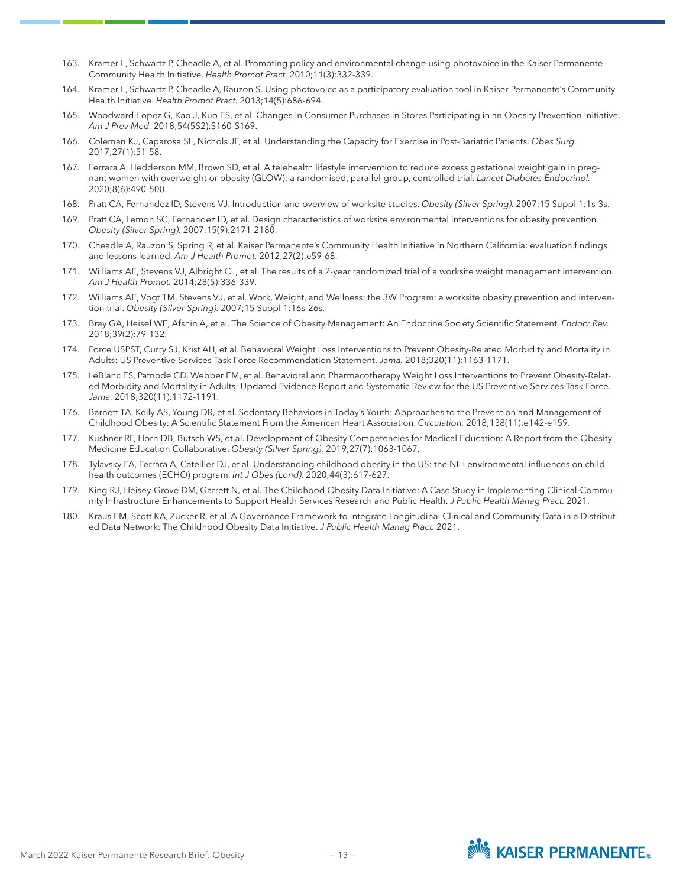163. Kramer L, Schwartz P, Cheadle A, et al. Promoting policy and environmental change using photovoice in the Kaiser Permanente Community Health Initiative. *Health Promot Pract.* 2010;11(3):332-339.
164. Kramer L, Schwartz P, Cheadle A, Rauzon S. Using photovoice as a participatory evaluation tool in Kaiser Permanente's Community Health Initiative. *Health Promot Pract.* 2013;14(5):686-694.
165. Woodward-Lopez G, Kao J, Kuo ES, et al. Changes in Consumer Purchases in Stores Participating in an Obesity Prevention Initiative. *Am J Prev Med.* 2018;54(5S2):S160-S169.
166. Coleman KJ, Caparosa SL, Nichols JF, et al. Understanding the Capacity for Exercise in Post-Bariatric Patients. *Obes Surg.* 2017;27(1):51-58.
167. Ferrara A, Hedderson MM, Brown SD, et al. A telehealth lifestyle intervention to reduce excess gestational weight gain in pregnant women with overweight or obesity (GLOW): a randomised, parallel-group, controlled trial. *Lancet Diabetes Endocrinol.* 2020;8(6):490-500.
168. Pratt CA, Fernandez ID, Stevens VJ. Introduction and overview of worksite studies. *Obesity (Silver Spring).* 2007;15 Suppl 1:1s-3s.
169. Pratt CA, Lemon SC, Fernandez ID, et al. Design characteristics of worksite environmental interventions for obesity prevention. *Obesity (Silver Spring).* 2007;15(9):2171-2180.
170. Cheadle A, Rauzon S, Spring R, et al. Kaiser Permanente's Community Health Initiative in Northern California: evaluation findings and lessons learned. *Am J Health Promot.* 2012;27(2):e59-68.
171. Williams AE, Stevens VJ, Albright CL, et al. The results of a 2-year randomized trial of a worksite weight management intervention. *Am J Health Promot.* 2014;28(5):336-339.
172. Williams AE, Vogt TM, Stevens VJ, et al. Work, Weight, and Wellness: the 3W Program: a worksite obesity prevention and intervention trial. *Obesity (Silver Spring).* 2007;15 Suppl 1:16s-26s.
173. Bray GA, Heisel WE, Afshin A, et al. The Science of Obesity Management: An Endocrine Society Scientific Statement. *Endocr Rev.* 2018;39(2):79-132.
174. Force USPST, Curry SJ, Krist AH, et al. Behavioral Weight Loss Interventions to Prevent Obesity-Related Morbidity and Mortality in Adults: US Preventive Services Task Force Recommendation Statement. *Jama.* 2018;320(11):1163-1171.
175. LeBlanc ES, Patnode CD, Webber EM, et al. Behavioral and Pharmacotherapy Weight Loss Interventions to Prevent Obesity-Related Morbidity and Mortality in Adults: Updated Evidence Report and Systematic Review for the US Preventive Services Task Force. *Jama.* 2018;320(11):1172-1191.
176. Barnett TA, Kelly AS, Young DR, et al. Sedentary Behaviors in Today's Youth: Approaches to the Prevention and Management of Childhood Obesity: A Scientific Statement From the American Heart Association. *Circulation.* 2018;138(11):e142-e159.
177. Kushner RF, Horn DB, Butsch WS, et al. Development of Obesity Competencies for Medical Education: A Report from the Obesity Medicine Education Collaborative. *Obesity (Silver Spring).* 2019;27(7):1063-1067.
178. Tylavsky FA, Ferrara A, Catellier DJ, et al. Understanding childhood obesity in the US: the NIH environmental influences on child health outcomes (ECHO) program. *Int J Obes (Lond).* 2020;44(3):617-627.
179. King RJ, Heisey-Grove DM, Garrett N, et al. The Childhood Obesity Data Initiative: A Case Study in Implementing Clinical-Community Infrastructure Enhancements to Support Health Services Research and Public Health. *J Public Health Manag Pract.* 2021.
180. Kraus EM, Scott KA, Zucker R, et al. A Governance Framework to Integrate Longitudinal Clinical and Community Data in a Distributed Data Network: The Childhood Obesity Data Initiative. *J Public Health Manag Pract.* 2021.